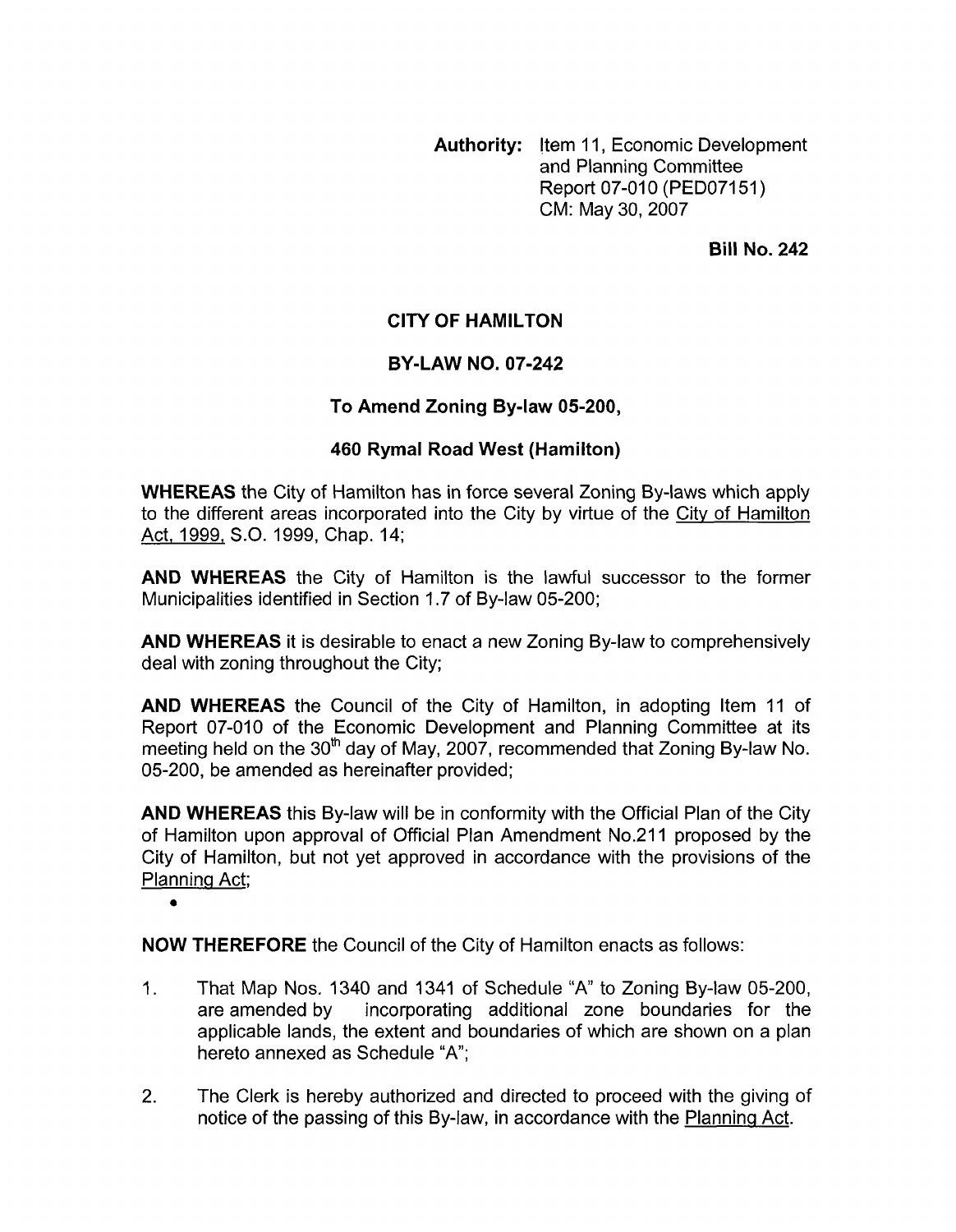**Authority:** Item 11, Economic Development and Planning Committee Report 07-010 (PED07151) CM: May 30, 2007

**Bill No. 242**

## CITY OF HAMILTON

## BY-LAW NO. 07-242

## To Amend Zoning By-law 05-200,

## 460 Rymal Road West (Hamilton)

**WHEREAS** the City of Hamilton has in force several Zoning By-laws which apply to the different areas incorporated into the City by virtue of the City of Hamilton Act, 1999, S.O. 1999, Chap. 14;

**AND WHEREAS** the City of Hamilton is the lawful successor to the former Municipalities identified in Section 1.7 of By-law 05-200;

**AND WHEREAS** it is desirable to enact a new Zoning By-law to comprehensively deal with zoning throughout the City;

**AND WHEREAS** the Council of the City of Hamilton, in adopting Item 11 of Report 07-010 of the Economic Development and Planning Committee at its meeting held on the 30th day of May, 2007, recommended that Zoning By-law No. 05-200, be amended as hereinafter provided;

**AND WHEREAS** this By-law will be in conformity with the Official Plan of the City of Hamilton upon approval of Official Plan Amendment No.211 proposed by the City of Hamilton, but not yet approved in accordance with the provisions of the Planning Act;

**NOW THEREFORE** the Council of the City of Hamilton enacts as follows:

1. That Map Nos. 1340 and 1341 of Schedule "A" to Zoning By-law 05-200, are amended by incorporating additional zone boundaries for the applicable lands, the extent and boundaries of which are shown on a plan hereto annexed as Schedule "A";

2. The Clerk is hereby authorized and directed to proceed with the giving of notice of the passing of this By-law, in accordance with the Planning Act.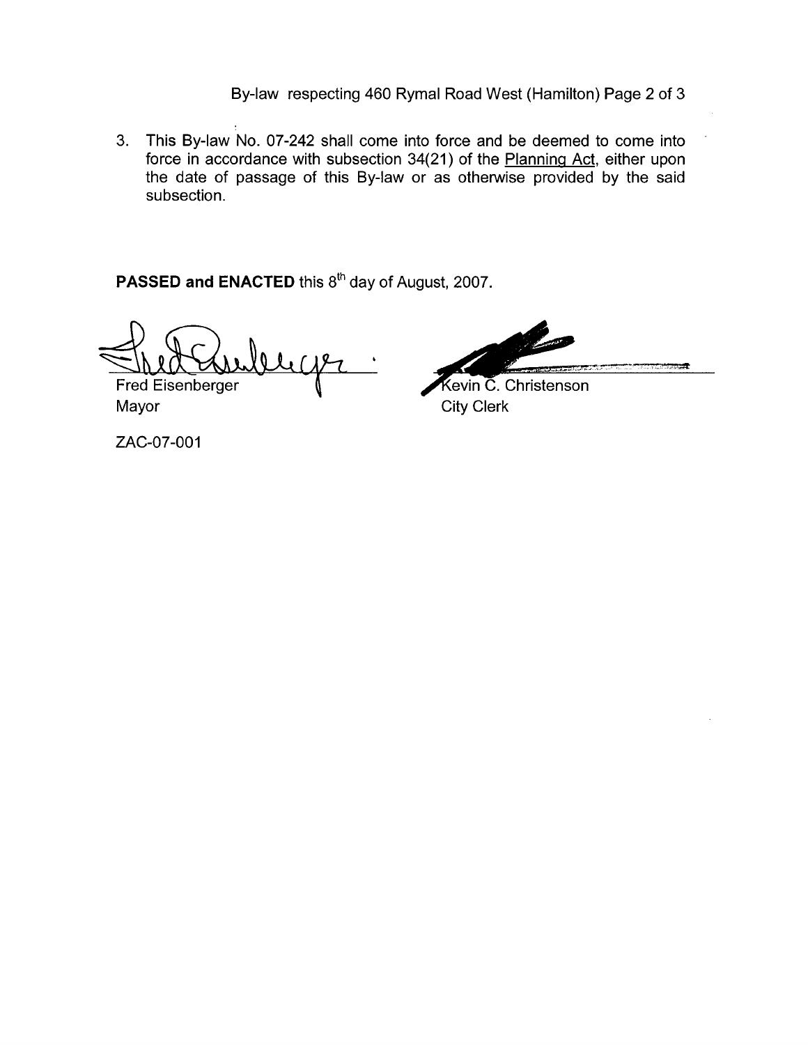3. This By-law No. 07-242 shall come into force and be deemed to come into force in accordance with subsection 34(21) of the Planning Act, either upon the date of passage of this By-law or as otherwise provided by the said subsection.

**PASSED and ENACTED** this 8th day of August, 2007.

Fred Eisenberger
Mayor

Kevin C. Christenson
City Clerk

ZAC-07-001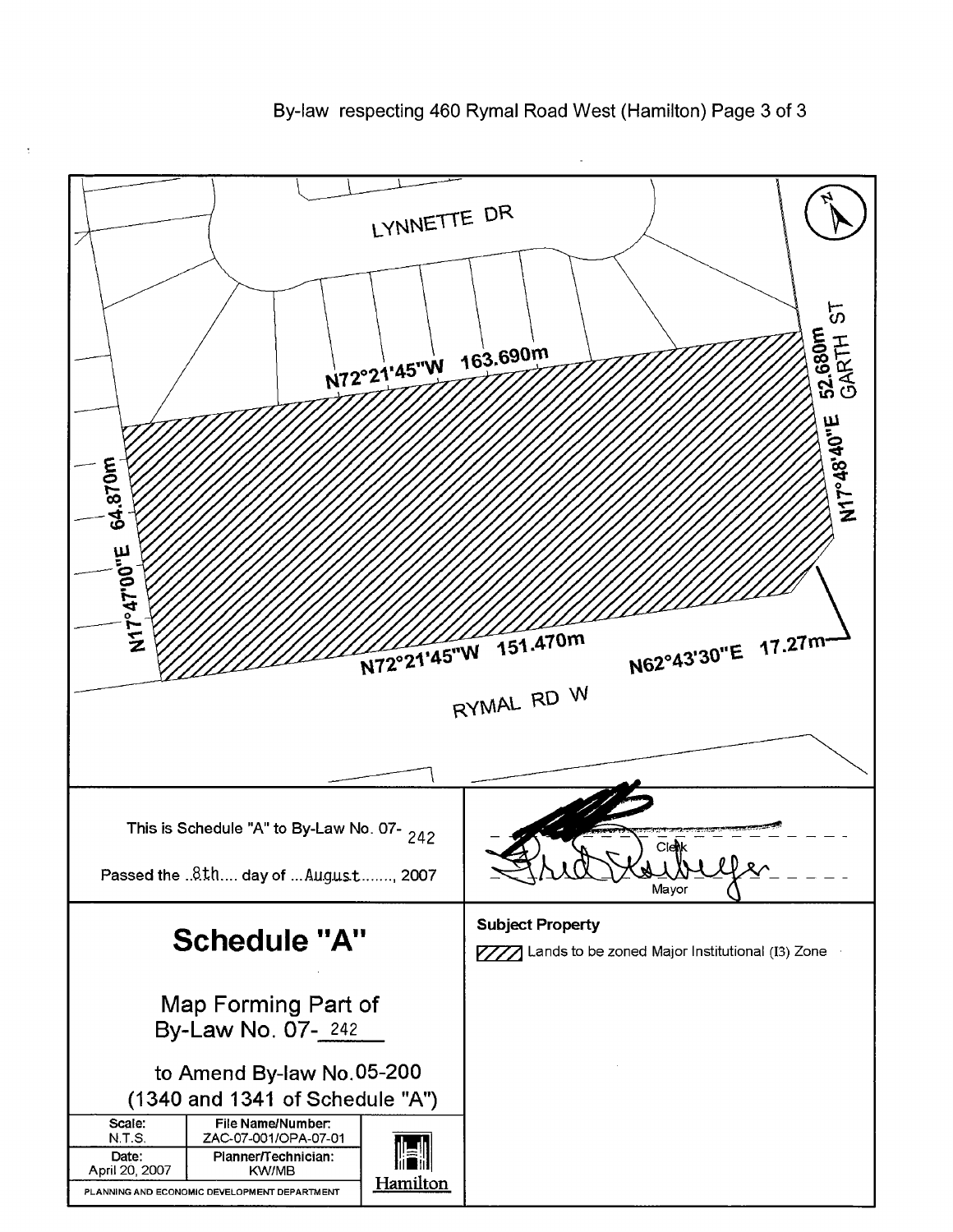By-law respecting 460 Rymal Road West (Hamilton) Page 3 of 3

LYNNETTE DR

N72°21'45"W 163.690m

N17°48'40"E 52.680m

GARTH ST

N17°47'00"E 64.870m

N72°21'45"W 151.470m

N62°43'30"E 17.27m

RYMAL RD W

This is Schedule "A" to By-Law No. 07- 242

Passed the ..8th.... day of ...August......., 2007

Clerk

Mayor

# Schedule "A"

Map Forming Part of
By-Law No. 07- 242

to Amend By-law No.05-200
(1340 and 1341 of Schedule "A")

| | | |
|---|---|---|
| Scale: N.T.S. | File Name/Number: ZAC-07-001/OPA-07-01 | Hamilton |
| Date: April 20, 2007 | Planner/Technician: KW/MB | |
| PLANNING AND ECONOMIC DEVELOPMENT DEPARTMENT | | |

**Subject Property**

Lands to be zoned Major Institutional (I3) Zone